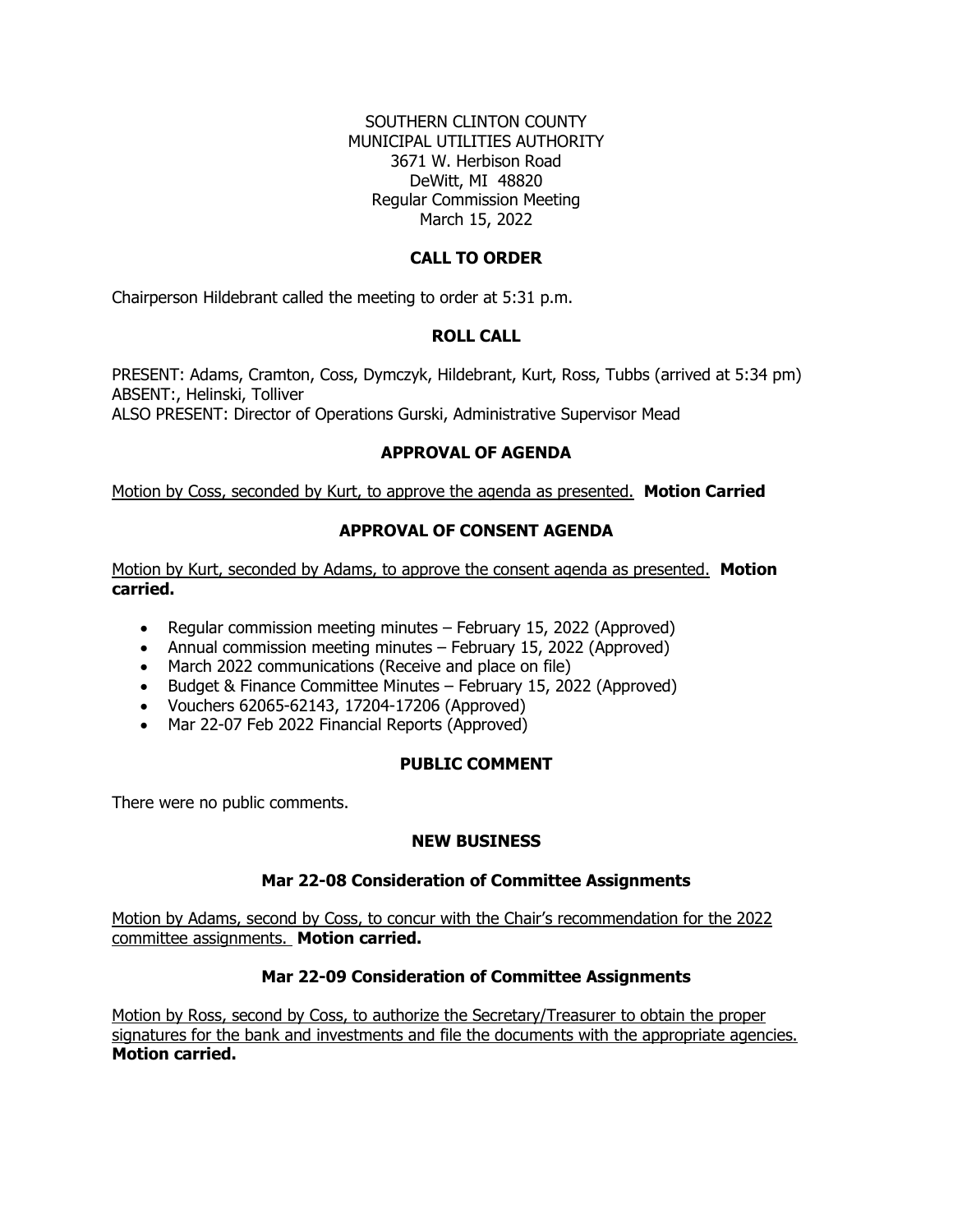SOUTHERN CLINTON COUNTY
MUNICIPAL UTILITIES AUTHORITY
3671 W. Herbison Road
DeWitt, MI 48820
Regular Commission Meeting
March 15, 2022

## CALL TO ORDER

Chairperson Hildebrant called the meeting to order at 5:31 p.m.

## ROLL CALL

PRESENT: Adams, Cramton, Coss, Dymczyk, Hildebrant, Kurt, Ross, Tubbs (arrived at 5:34 pm)
ABSENT:, Helinski, Tolliver
ALSO PRESENT: Director of Operations Gurski, Administrative Supervisor Mead

## APPROVAL OF AGENDA

Motion by Coss, seconded by Kurt, to approve the agenda as presented. **Motion Carried**

## APPROVAL OF CONSENT AGENDA

Motion by Kurt, seconded by Adams, to approve the consent agenda as presented. **Motion carried.**

- Regular commission meeting minutes – February 15, 2022 (Approved)
- Annual commission meeting minutes – February 15, 2022 (Approved)
- March 2022 communications (Receive and place on file)
- Budget & Finance Committee Minutes – February 15, 2022 (Approved)
- Vouchers 62065-62143, 17204-17206 (Approved)
- Mar 22-07 Feb 2022 Financial Reports (Approved)

## PUBLIC COMMENT

There were no public comments.

## NEW BUSINESS

### Mar 22-08 Consideration of Committee Assignments

Motion by Adams, second by Coss, to concur with the Chair's recommendation for the 2022 committee assignments. **Motion carried.**

### Mar 22-09 Consideration of Committee Assignments

Motion by Ross, second by Coss, to authorize the Secretary/Treasurer to obtain the proper signatures for the bank and investments and file the documents with the appropriate agencies. **Motion carried.**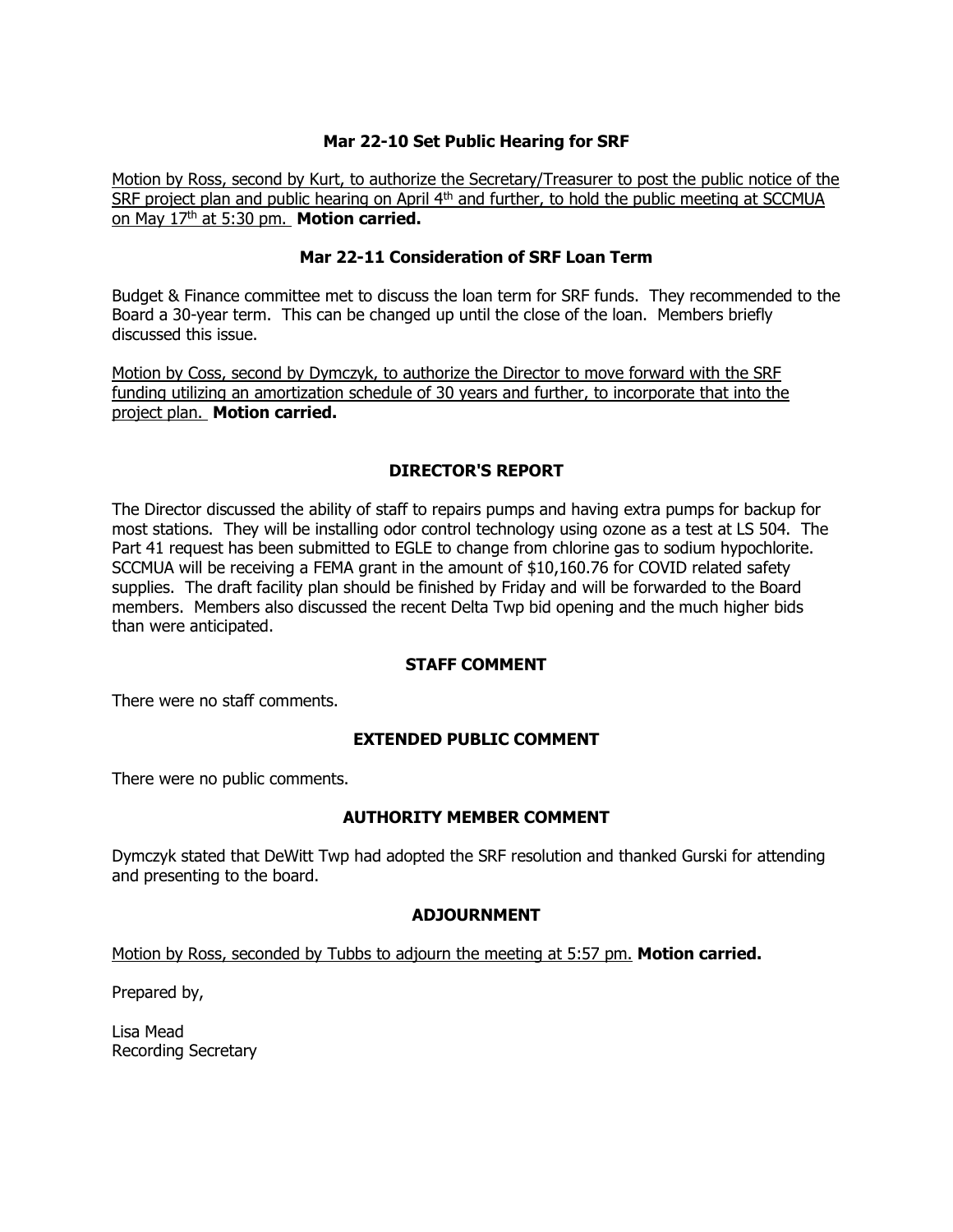**Mar 22-10 Set Public Hearing for SRF**

Motion by Ross, second by Kurt, to authorize the Secretary/Treasurer to post the public notice of the SRF project plan and public hearing on April 4th and further, to hold the public meeting at SCCMUA on May 17th at 5:30 pm. **Motion carried.**

**Mar 22-11 Consideration of SRF Loan Term**

Budget & Finance committee met to discuss the loan term for SRF funds. They recommended to the Board a 30-year term. This can be changed up until the close of the loan. Members briefly discussed this issue.

Motion by Coss, second by Dymczyk, to authorize the Director to move forward with the SRF funding utilizing an amortization schedule of 30 years and further, to incorporate that into the project plan. **Motion carried.**

**DIRECTOR'S REPORT**

The Director discussed the ability of staff to repairs pumps and having extra pumps for backup for most stations. They will be installing odor control technology using ozone as a test at LS 504. The Part 41 request has been submitted to EGLE to change from chlorine gas to sodium hypochlorite. SCCMUA will be receiving a FEMA grant in the amount of $10,160.76 for COVID related safety supplies. The draft facility plan should be finished by Friday and will be forwarded to the Board members. Members also discussed the recent Delta Twp bid opening and the much higher bids than were anticipated.

**STAFF COMMENT**

There were no staff comments.

**EXTENDED PUBLIC COMMENT**

There were no public comments.

**AUTHORITY MEMBER COMMENT**

Dymczyk stated that DeWitt Twp had adopted the SRF resolution and thanked Gurski for attending and presenting to the board.

**ADJOURNMENT**

Motion by Ross, seconded by Tubbs to adjourn the meeting at 5:57 pm. **Motion carried.**

Prepared by,

Lisa Mead
Recording Secretary